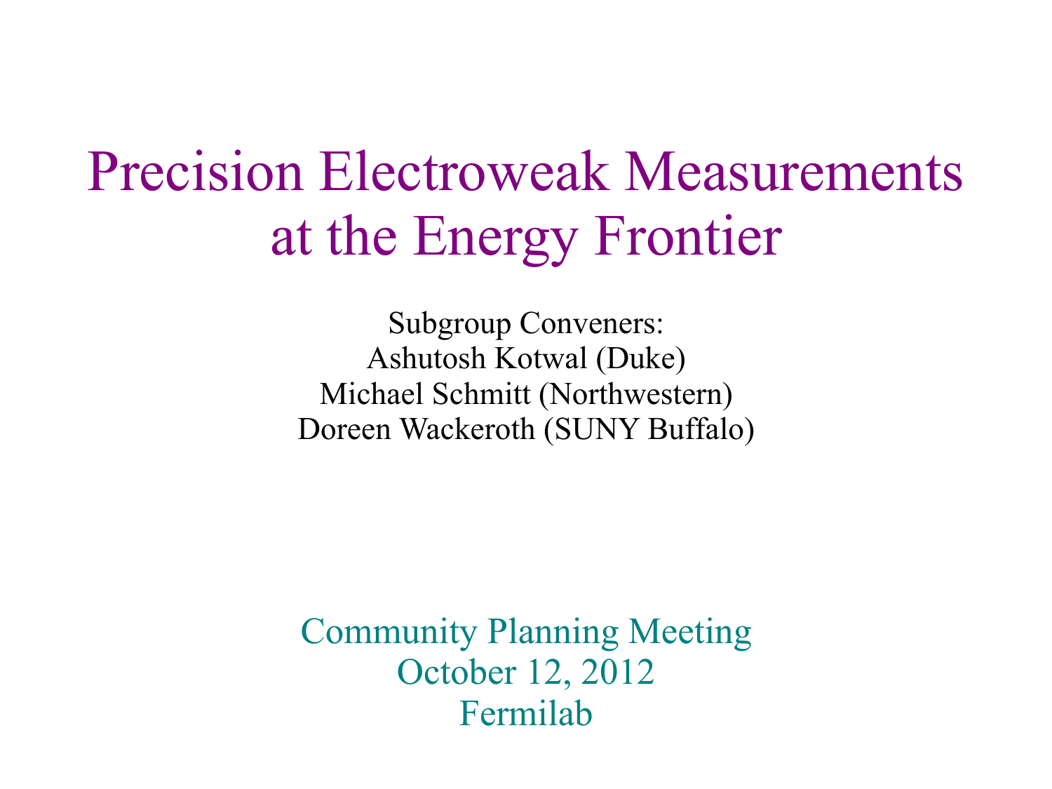# Precision Electroweak Measurements at the Energy Frontier

Subgroup Conveners:
Ashutosh Kotwal (Duke)
Michael Schmitt (Northwestern)
Doreen Wackeroth (SUNY Buffalo)

Community Planning Meeting
October 12, 2012
Fermilab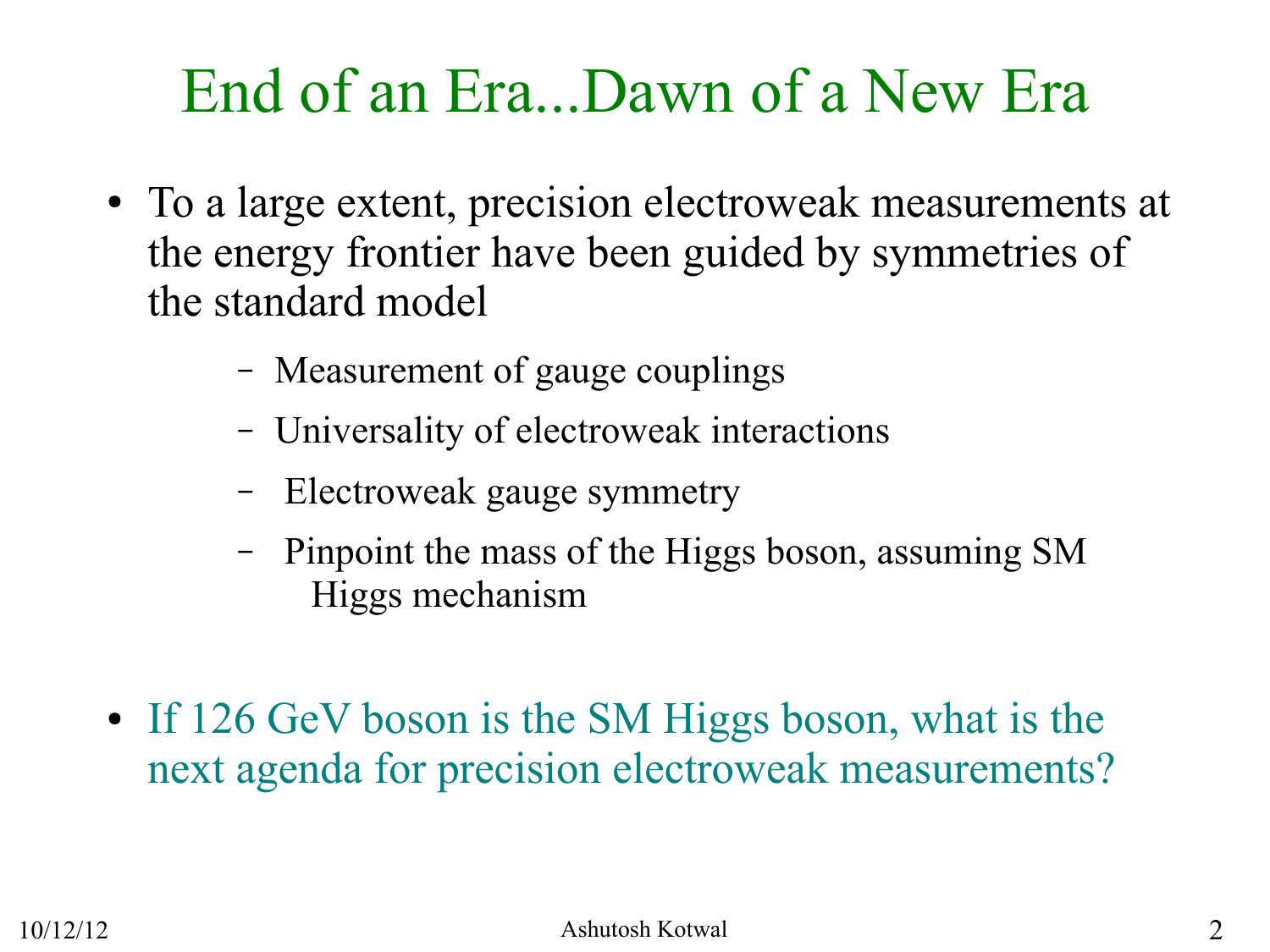# End of an Era...Dawn of a New Era

- To a large extent, precision electroweak measurements at the energy frontier have been guided by symmetries of the standard model
  - Measurement of gauge couplings
  - Universality of electroweak interactions
  - Electroweak gauge symmetry
  - Pinpoint the mass of the Higgs boson, assuming SM Higgs mechanism

- If 126 GeV boson is the SM Higgs boson, what is the next agenda for precision electroweak measurements?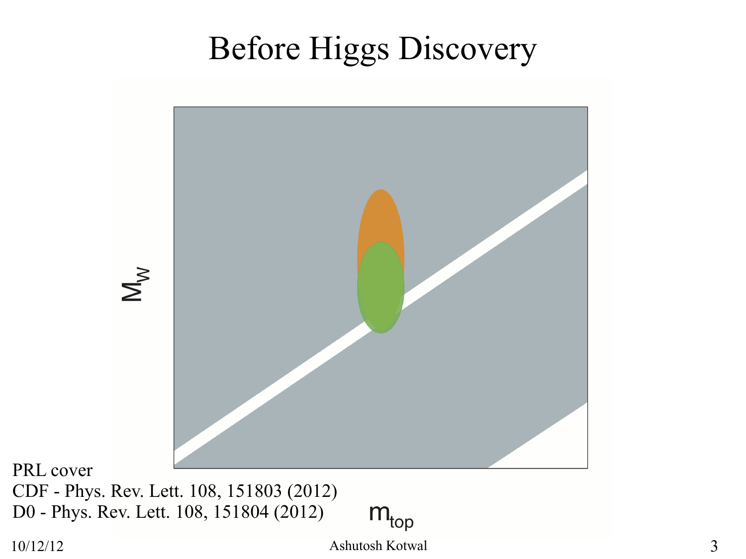# Before Higgs Discovery

$M_W$

$m_{top}$

PRL cover
CDF - Phys. Rev. Lett. 108, 151803 (2012)
D0 - Phys. Rev. Lett. 108, 151804 (2012)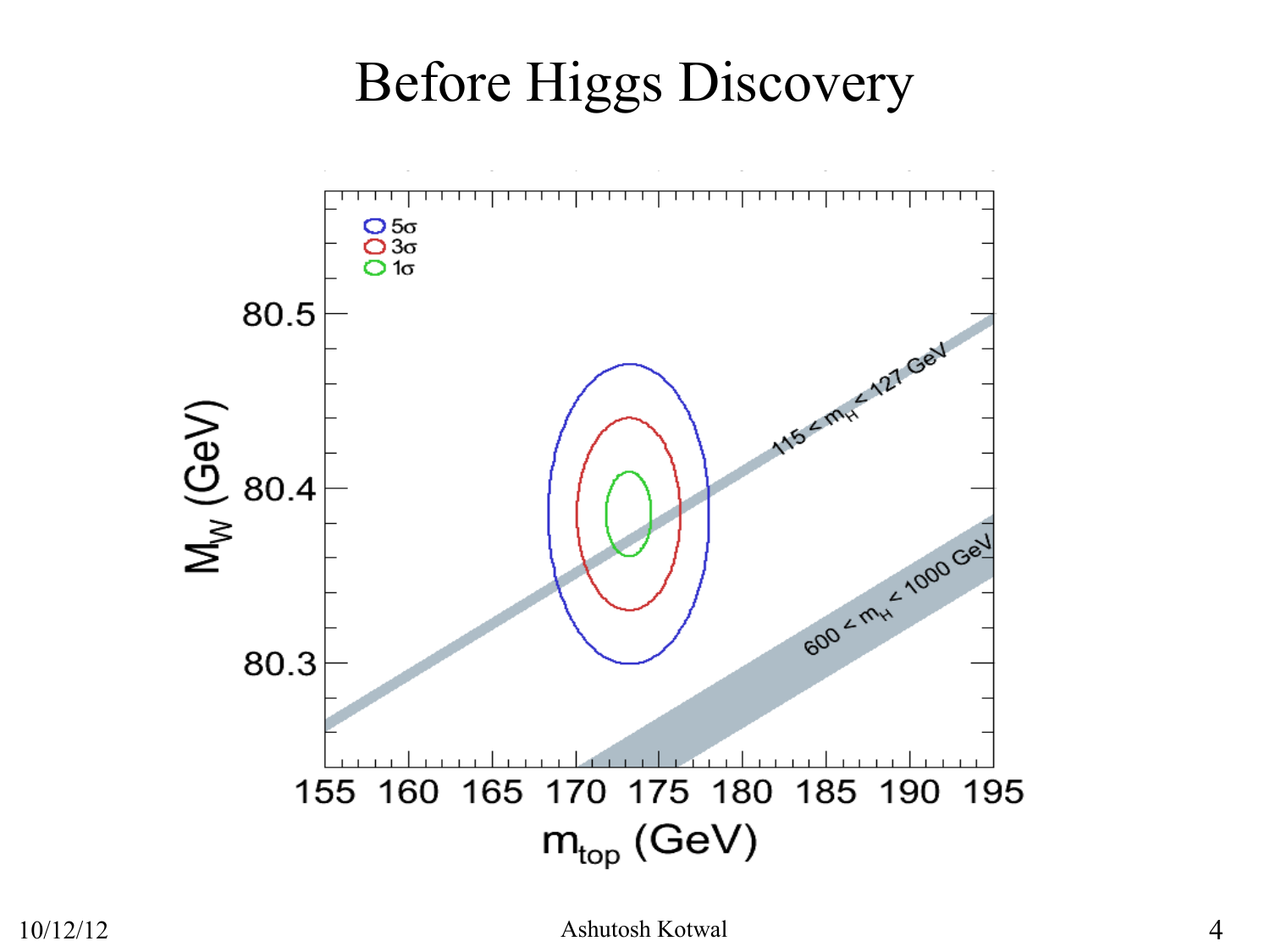# Before Higgs Discovery

$5\sigma$

$3\sigma$

$1\sigma$

$115 < m_H < 127$ GeV

$600 < m_H < 1000$ GeV

$M_W$ (GeV)

$m_{top}$ (GeV)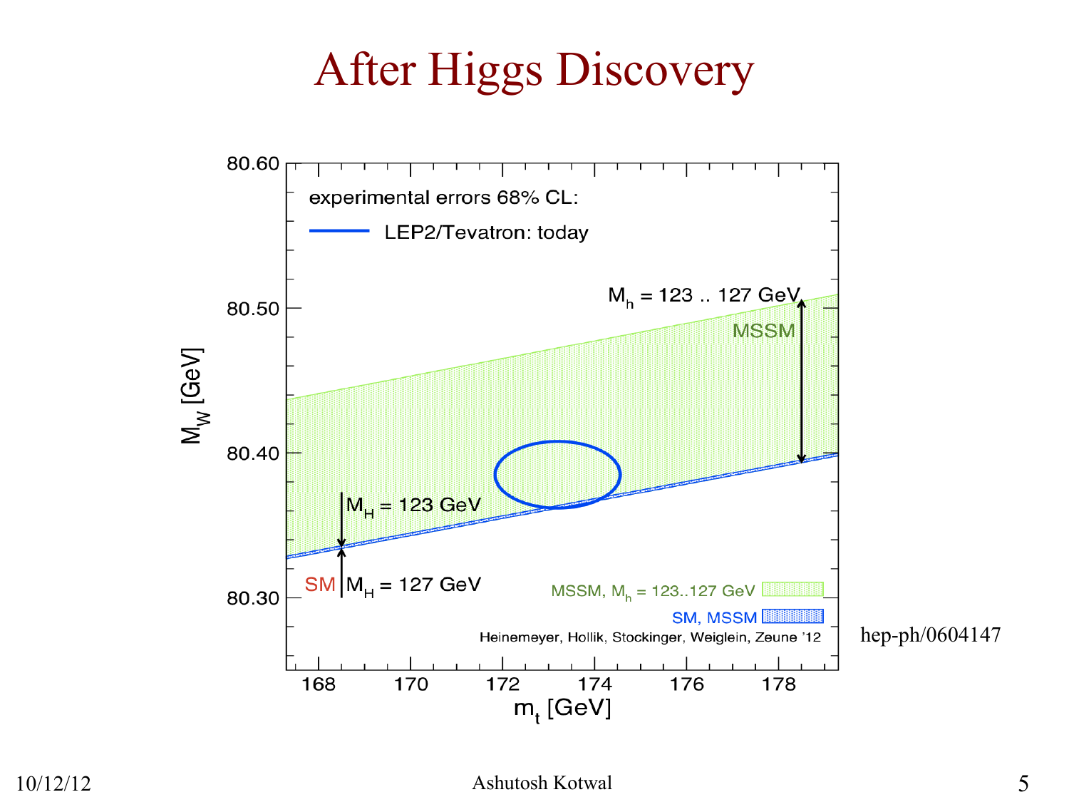# After Higgs Discovery

experimental errors 68% CL:

LEP2/Tevatron: today

$M_h$ = 123 .. 127 GeV

MSSM

$M_H$ = 123 GeV

SM $M_H$ = 127 GeV

MSSM, $M_h$ = 123..127 GeV

SM, MSSM

Heinemeyer, Hollik, Stockinger, Weiglein, Zeune '12

$M_W$ [GeV]

$m_t$ [GeV]

hep-ph/0604147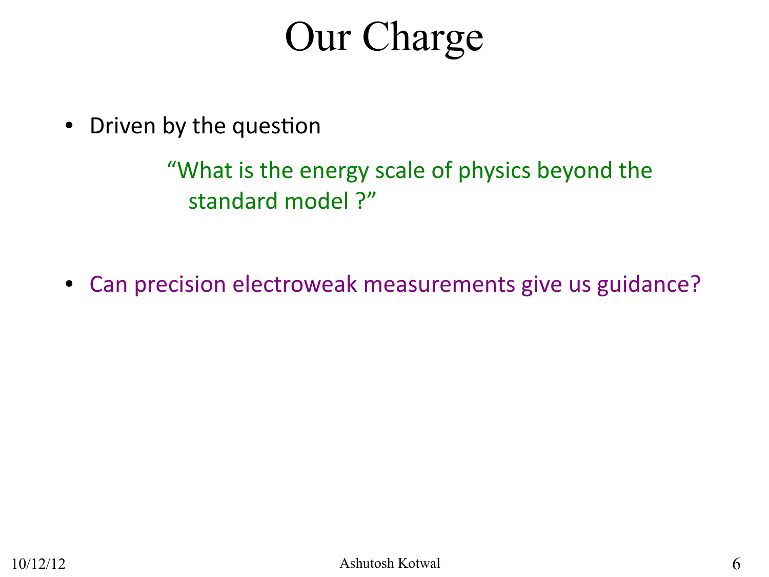# Our Charge

- Driven by the question

  "What is the energy scale of physics beyond the standard model ?"

- Can precision electroweak measurements give us guidance?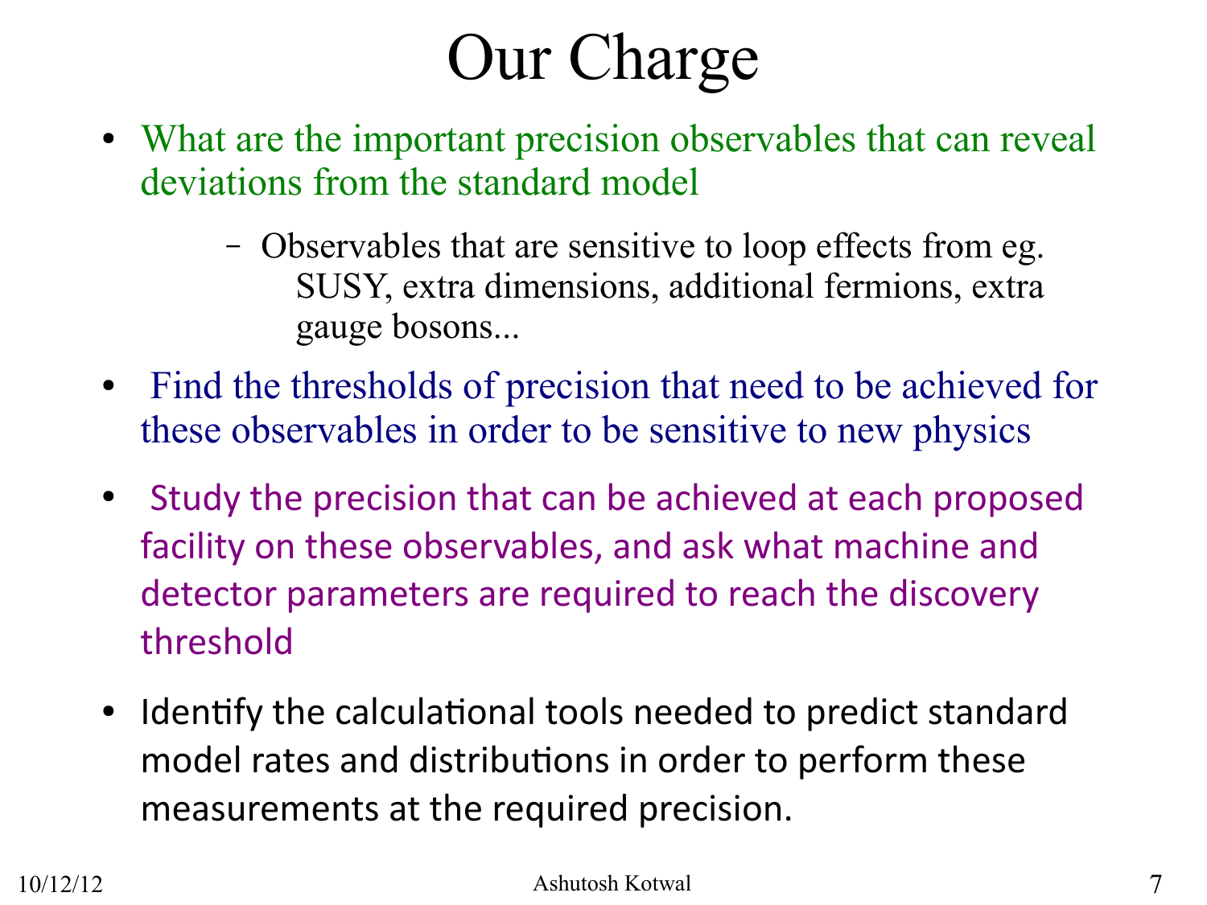# Our Charge

- What are the important precision observables that can reveal deviations from the standard model
  - Observables that are sensitive to loop effects from eg. SUSY, extra dimensions, additional fermions, extra gauge bosons...
- Find the thresholds of precision that need to be achieved for these observables in order to be sensitive to new physics
- Study the precision that can be achieved at each proposed facility on these observables, and ask what machine and detector parameters are required to reach the discovery threshold
- Identify the calculational tools needed to predict standard model rates and distributions in order to perform these measurements at the required precision.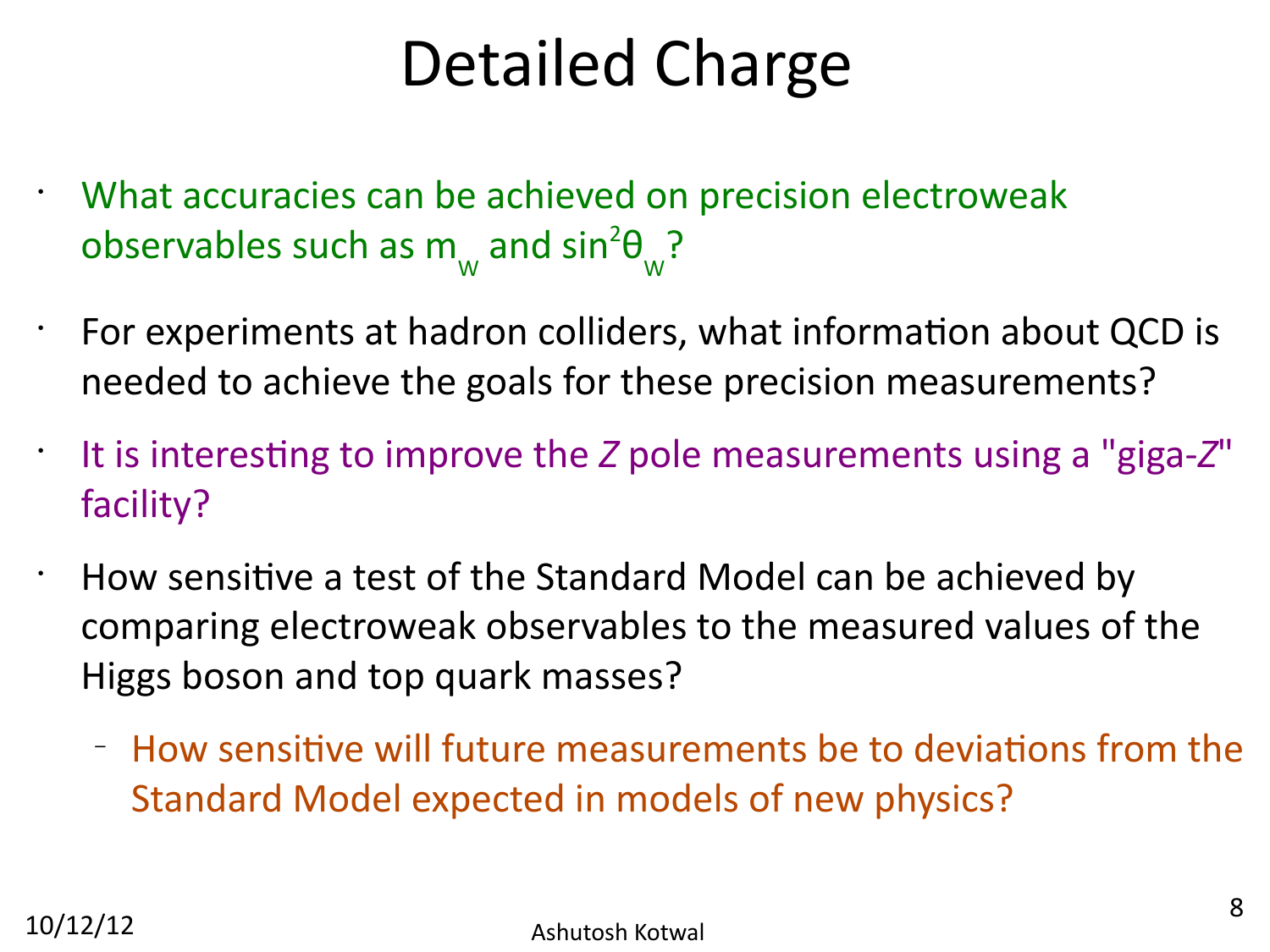# Detailed Charge

- What accuracies can be achieved on precision electroweak observables such as $m_W$ and $\sin^2\theta_W$?
- For experiments at hadron colliders, what information about QCD is needed to achieve the goals for these precision measurements?
- It is interesting to improve the *Z* pole measurements using a "giga-*Z*" facility?
- How sensitive a test of the Standard Model can be achieved by comparing electroweak observables to the measured values of the Higgs boson and top quark masses?
  - How sensitive will future measurements be to deviations from the Standard Model expected in models of new physics?

10/12/12

Ashutosh Kotwal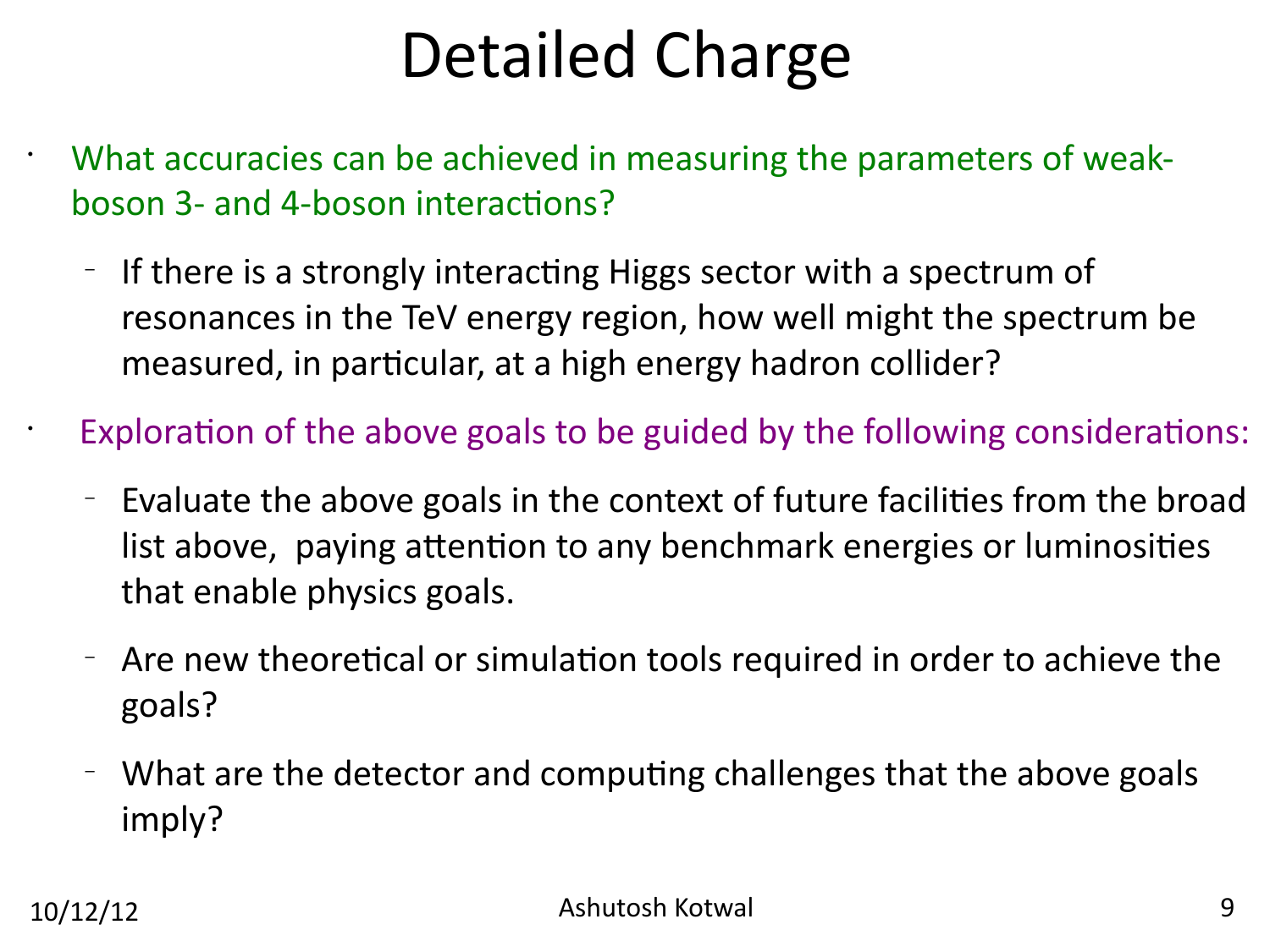# Detailed Charge

- What accuracies can be achieved in measuring the parameters of weak-boson 3- and 4-boson interactions?
  - If there is a strongly interacting Higgs sector with a spectrum of resonances in the TeV energy region, how well might the spectrum be measured, in particular, at a high energy hadron collider?
- Exploration of the above goals to be guided by the following considerations:
  - Evaluate the above goals in the context of future facilities from the broad list above, paying attention to any benchmark energies or luminosities that enable physics goals.
  - Are new theoretical or simulation tools required in order to achieve the goals?
  - What are the detector and computing challenges that the above goals imply?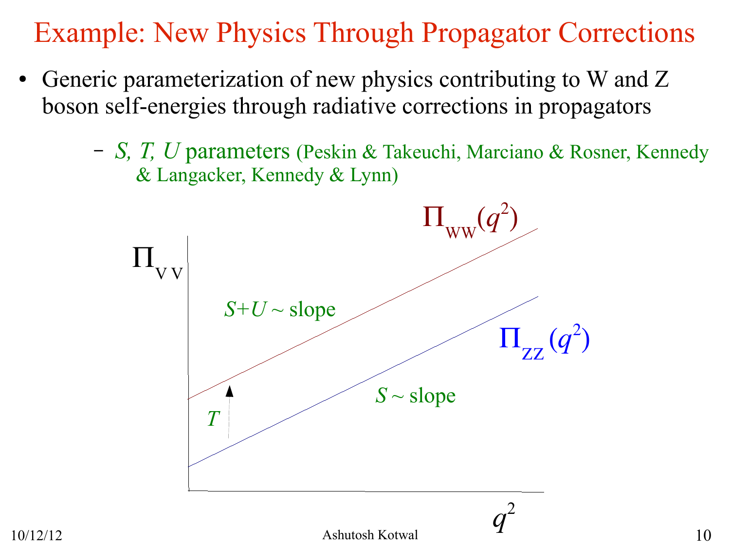# Example: New Physics Through Propagator Corrections

- Generic parameterization of new physics contributing to W and Z boson self-energies through radiative corrections in propagators
  - *S, T, U* parameters (Peskin & Takeuchi, Marciano & Rosner, Kennedy & Langacker, Kennedy & Lynn)

$\Pi_{VV}$

$\Pi_{WW}(q^2)$

*S+U* ~ slope

$\Pi_{ZZ}(q^2)$

*T*

*S* ~ slope

$q^2$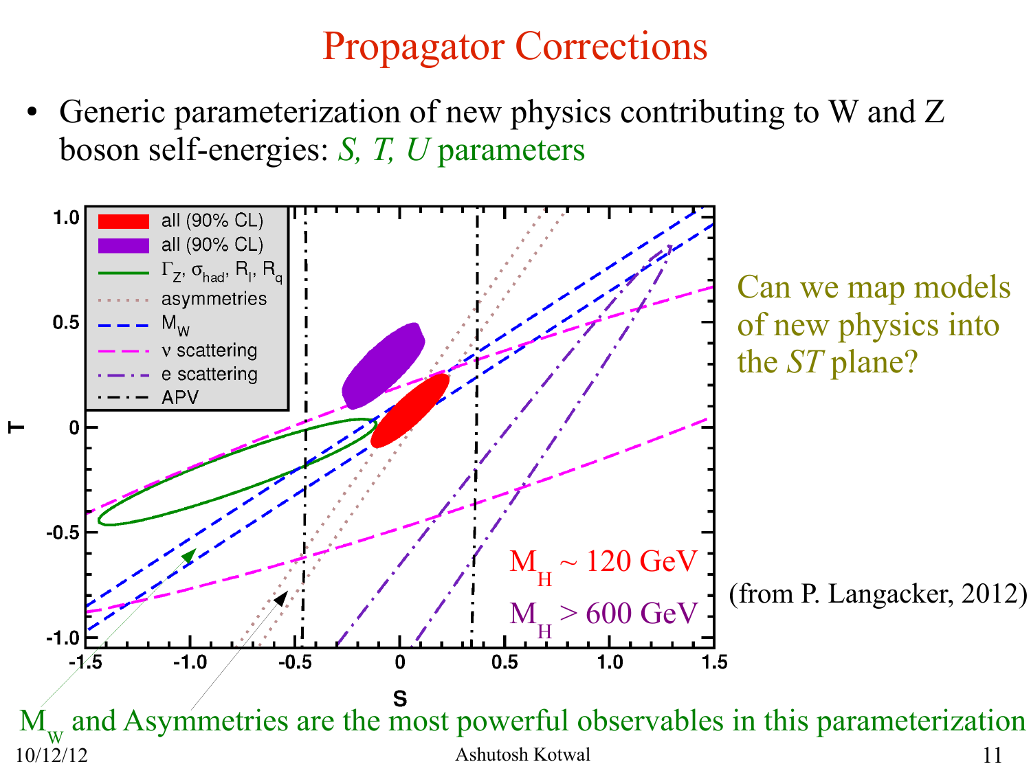# Propagator Corrections

- Generic parameterization of new physics contributing to W and Z boson self-energies: *S, T, U* parameters

Can we map models of new physics into the *ST* plane?

(from P. Langacker, 2012)

$M_H \sim 120$ GeV

$M_H > 600$ GeV

$M_W$ and Asymmetries are the most powerful observables in this parameterization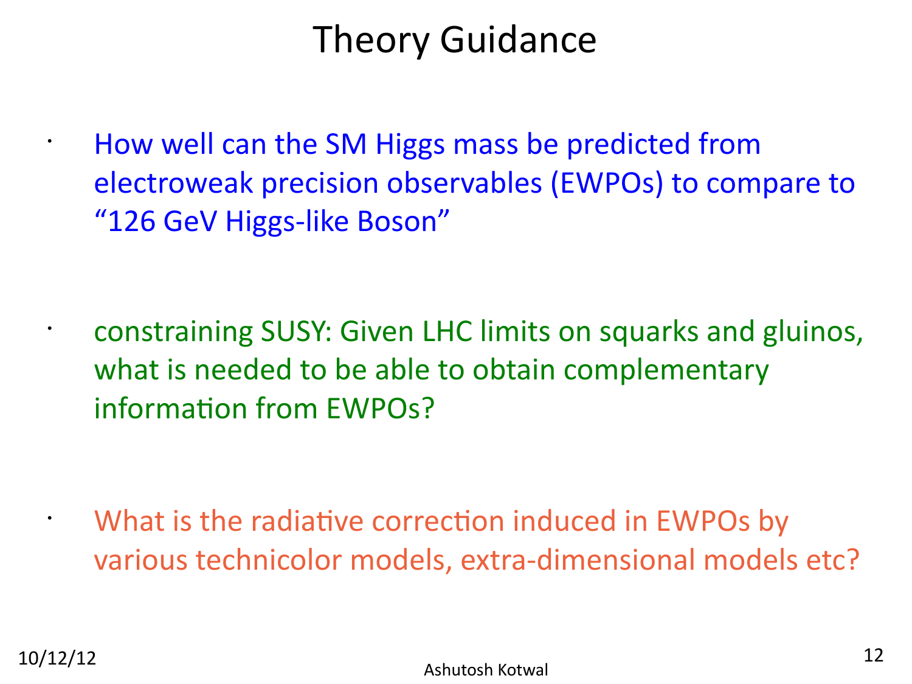# Theory Guidance

- How well can the SM Higgs mass be predicted from electroweak precision observables (EWPOs) to compare to "126 GeV Higgs-like Boson"

- constraining SUSY: Given LHC limits on squarks and gluinos, what is needed to be able to obtain complementary information from EWPOs?

- What is the radiative correction induced in EWPOs by various technicolor models, extra-dimensional models etc?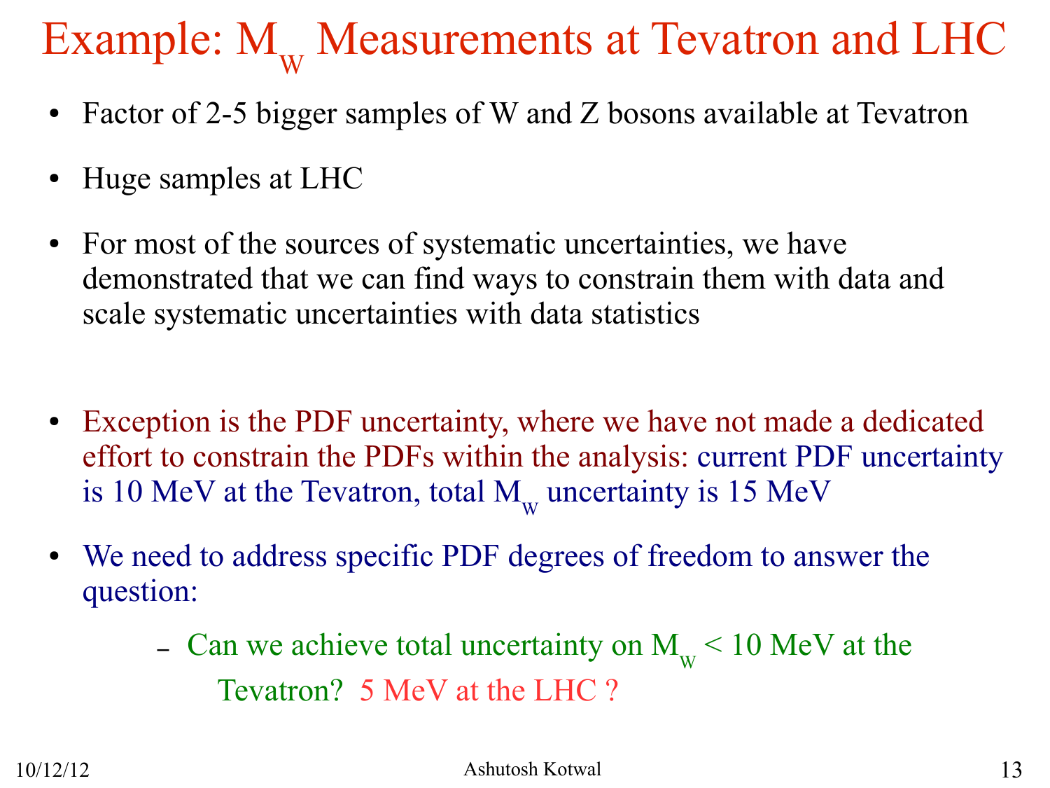# Example: $M_W$ Measurements at Tevatron and LHC

- Factor of 2-5 bigger samples of W and Z bosons available at Tevatron
- Huge samples at LHC
- For most of the sources of systematic uncertainties, we have demonstrated that we can find ways to constrain them with data and scale systematic uncertainties with data statistics
- Exception is the PDF uncertainty, where we have not made a dedicated effort to constrain the PDFs within the analysis: current PDF uncertainty is 10 MeV at the Tevatron, total $M_W$ uncertainty is 15 MeV
- We need to address specific PDF degrees of freedom to answer the question:
  - Can we achieve total uncertainty on $M_W$ < 10 MeV at the Tevatron? 5 MeV at the LHC ?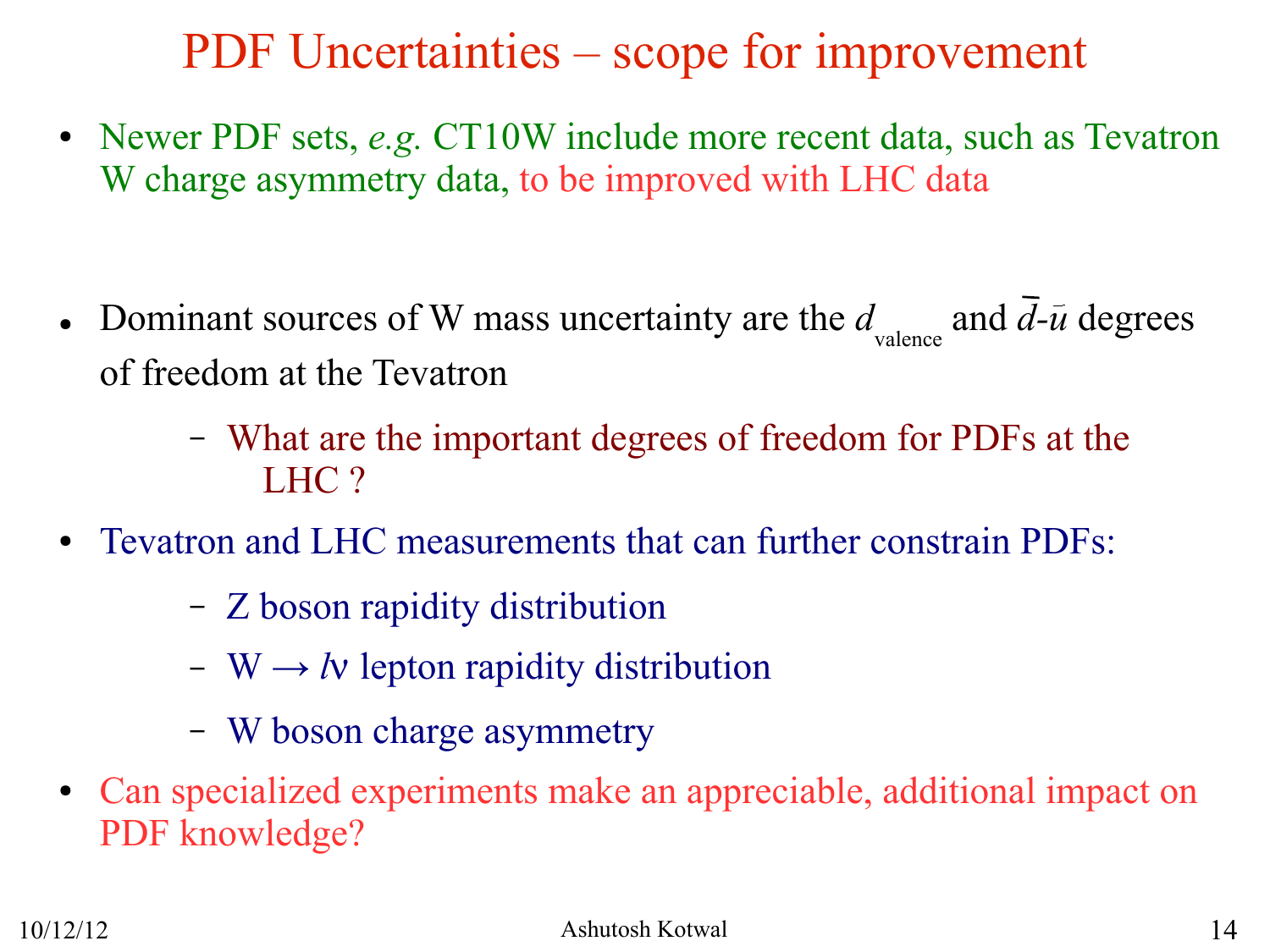# PDF Uncertainties – scope for improvement

- Newer PDF sets, *e.g.* CT10W include more recent data, such as Tevatron W charge asymmetry data, to be improved with LHC data

- Dominant sources of W mass uncertainty are the $d_{valence}$ and $\bar{d}$-$\bar{u}$ degrees of freedom at the Tevatron
  - What are the important degrees of freedom for PDFs at the LHC ?
- Tevatron and LHC measurements that can further constrain PDFs:
  - Z boson rapidity distribution
  - W → $l\nu$ lepton rapidity distribution
  - W boson charge asymmetry
- Can specialized experiments make an appreciable, additional impact on PDF knowledge?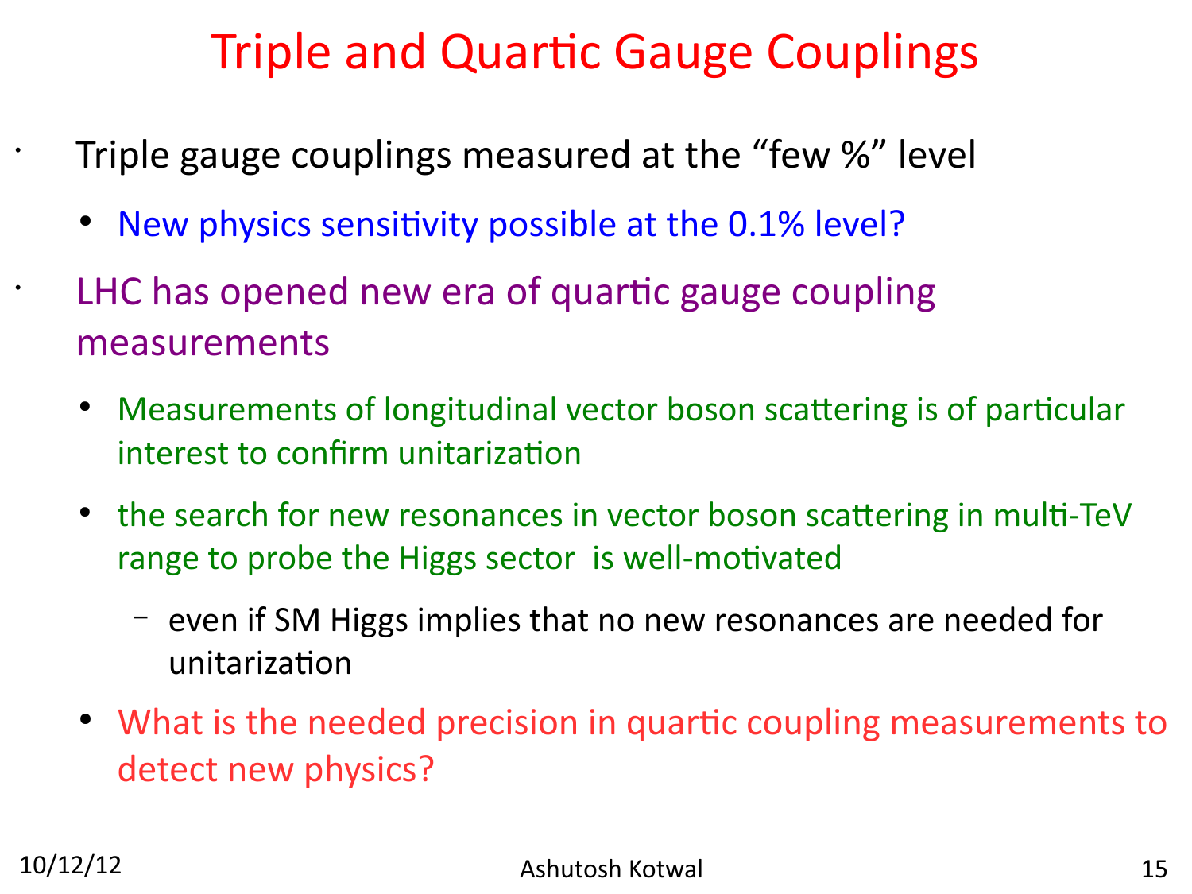# Triple and Quartic Gauge Couplings

- Triple gauge couplings measured at the "few %" level
  - New physics sensitivity possible at the 0.1% level?
- LHC has opened new era of quartic gauge coupling measurements
  - Measurements of longitudinal vector boson scattering is of particular interest to confirm unitarization
  - the search for new resonances in vector boson scattering in multi-TeV range to probe the Higgs sector is well-motivated
    - even if SM Higgs implies that no new resonances are needed for unitarization
  - What is the needed precision in quartic coupling measurements to detect new physics?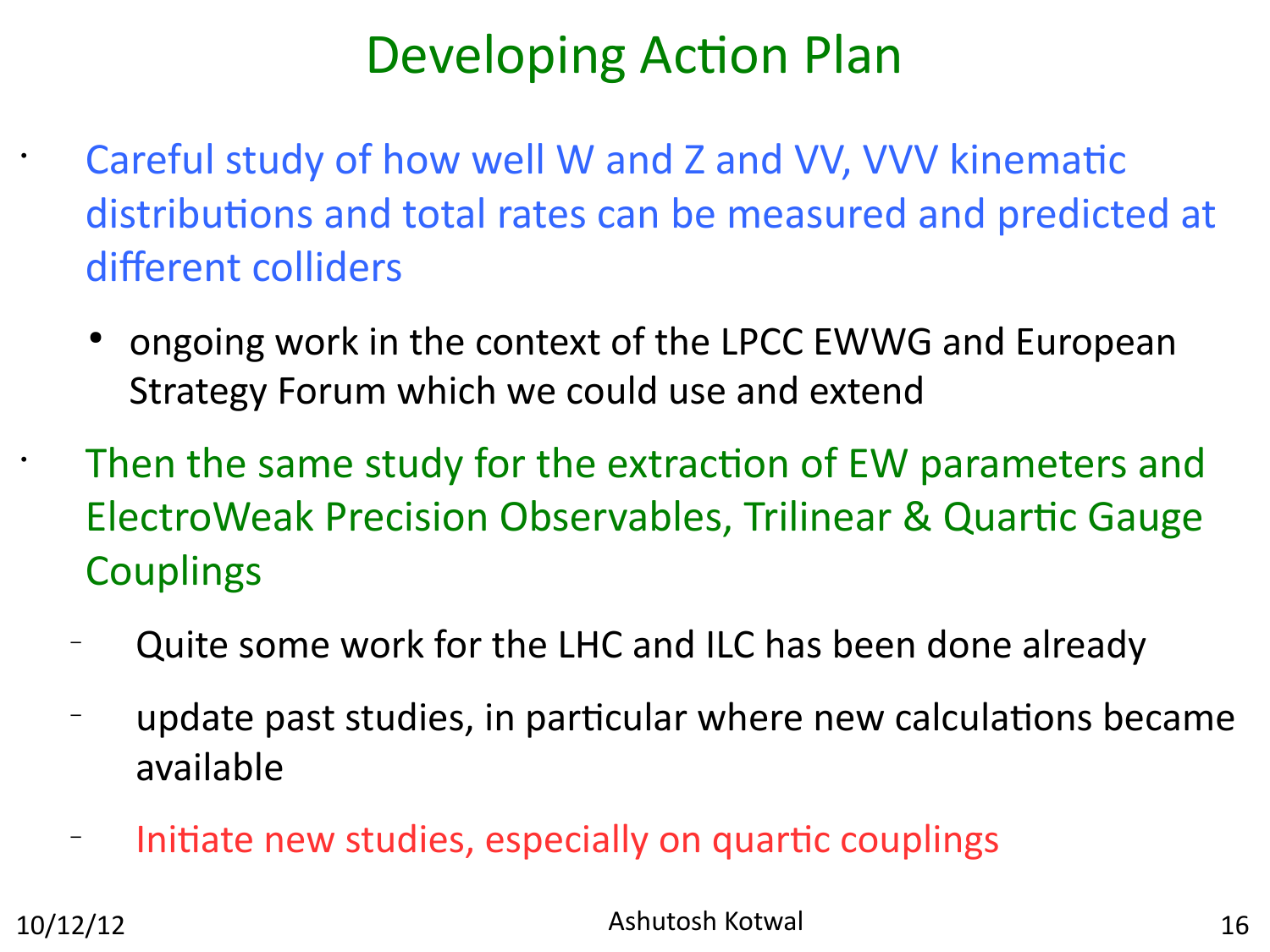# Developing Action Plan

- Careful study of how well W and Z and VV, VVV kinematic distributions and total rates can be measured and predicted at different colliders
  - ongoing work in the context of the LPCC EWWG and European Strategy Forum which we could use and extend
- Then the same study for the extraction of EW parameters and ElectroWeak Precision Observables, Trilinear & Quartic Gauge Couplings
  - Quite some work for the LHC and ILC has been done already
  - update past studies, in particular where new calculations became available
  - Initiate new studies, especially on quartic couplings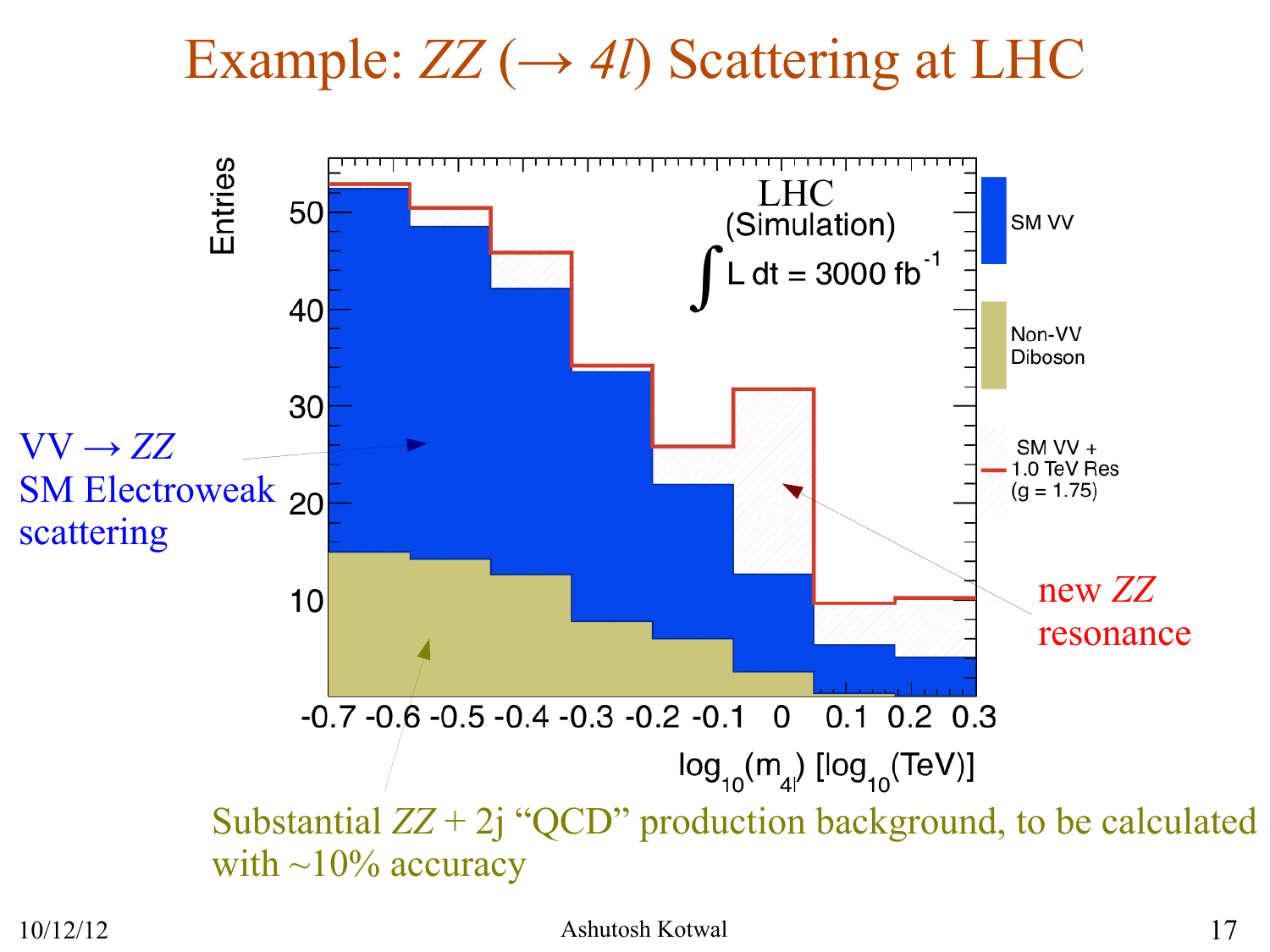# Example: $ZZ$ ($\rightarrow$ $4l$) Scattering at LHC

LHC (Simulation) $\int L\,dt = 3000\ \text{fb}^{-1}$

Legend: SM VV; Non-VV Diboson; SM VV + 1.0 TeV Res ($g = 1.75$)

x-axis: $\log_{10}(m_{4l})$ [$\log_{10}$(TeV)]; y-axis: Entries

$VV \rightarrow ZZ$ SM Electroweak scattering

new $ZZ$ resonance

Substantial $ZZ$ + 2j "QCD" production background, to be calculated with ~10% accuracy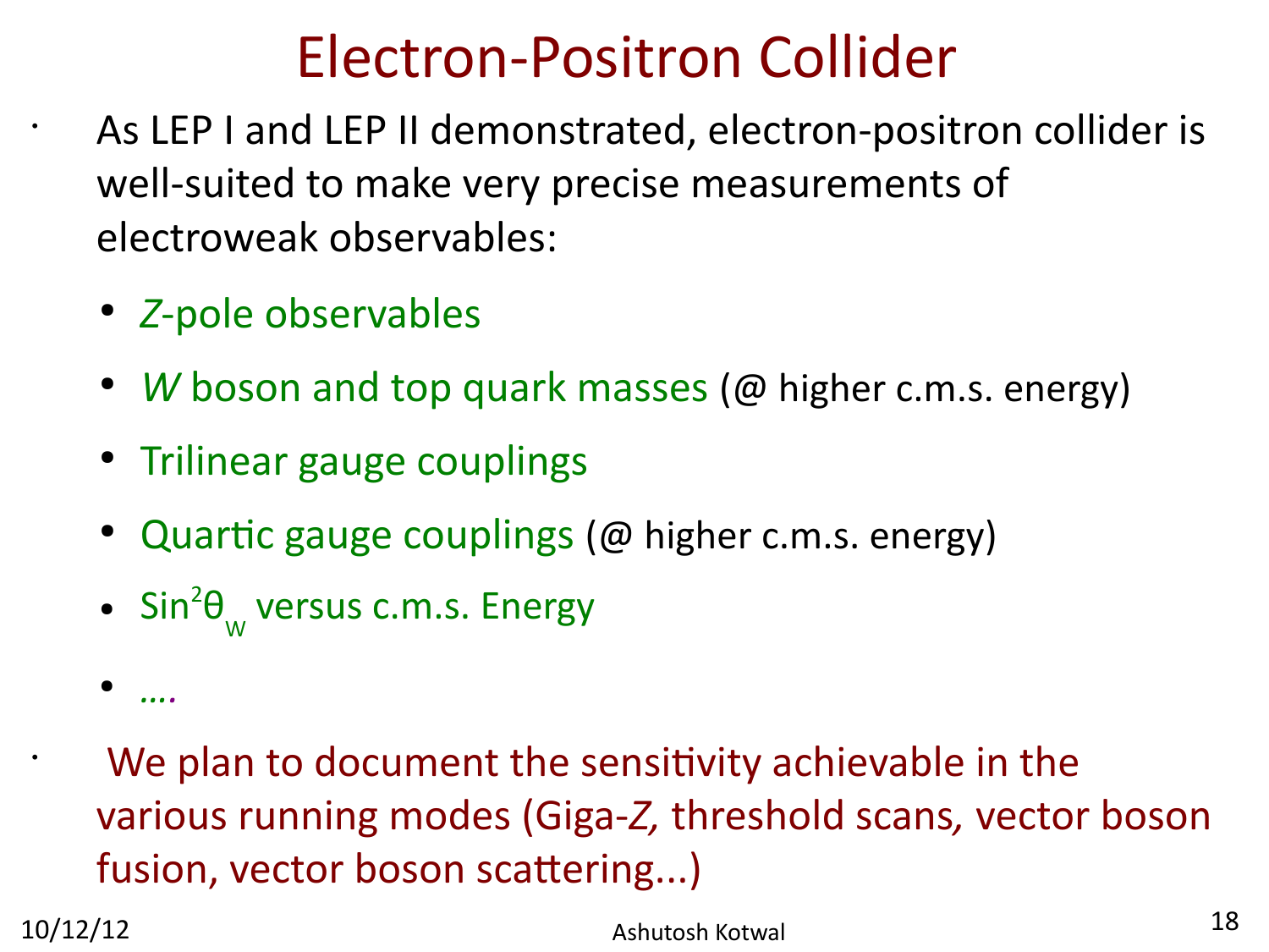# Electron-Positron Collider

- As LEP I and LEP II demonstrated, electron-positron collider is well-suited to make very precise measurements of electroweak observables:
  - *Z*-pole observables
  - *W* boson and top quark masses (@ higher c.m.s. energy)
  - Trilinear gauge couplings
  - Quartic gauge couplings (@ higher c.m.s. energy)
  - $\mathrm{Sin}^2\theta_W$ versus c.m.s. Energy
  - ….
- We plan to document the sensitivity achievable in the various running modes (Giga-*Z*, threshold scans, vector boson fusion, vector boson scattering...)

10/12/12 Ashutosh Kotwal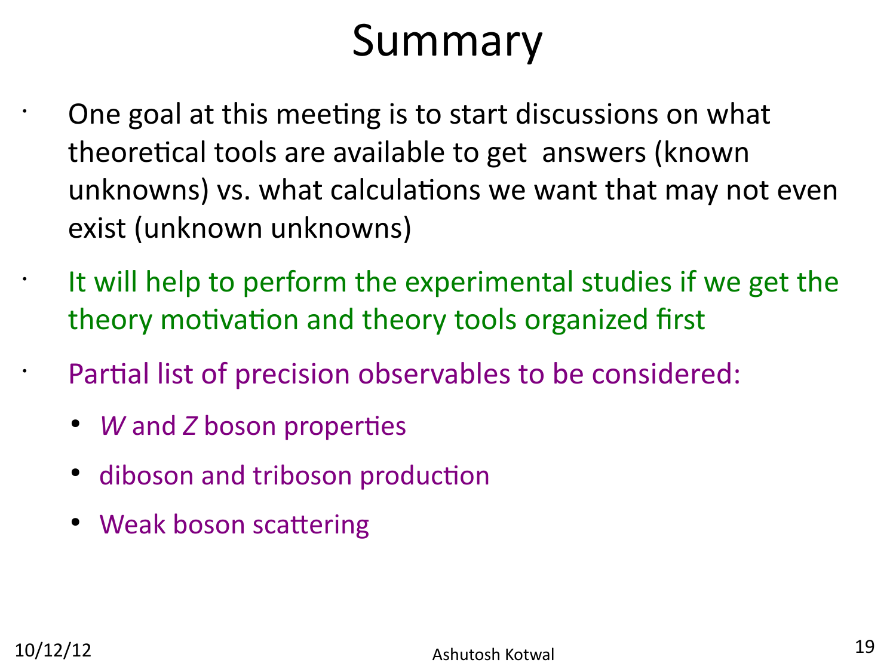# Summary

- One goal at this meeting is to start discussions on what theoretical tools are available to get answers (known unknowns) vs. what calculations we want that may not even exist (unknown unknowns)
- It will help to perform the experimental studies if we get the theory motivation and theory tools organized first
- Partial list of precision observables to be considered:
  - *W* and *Z* boson properties
  - diboson and triboson production
  - Weak boson scattering

10/12/12

Ashutosh Kotwal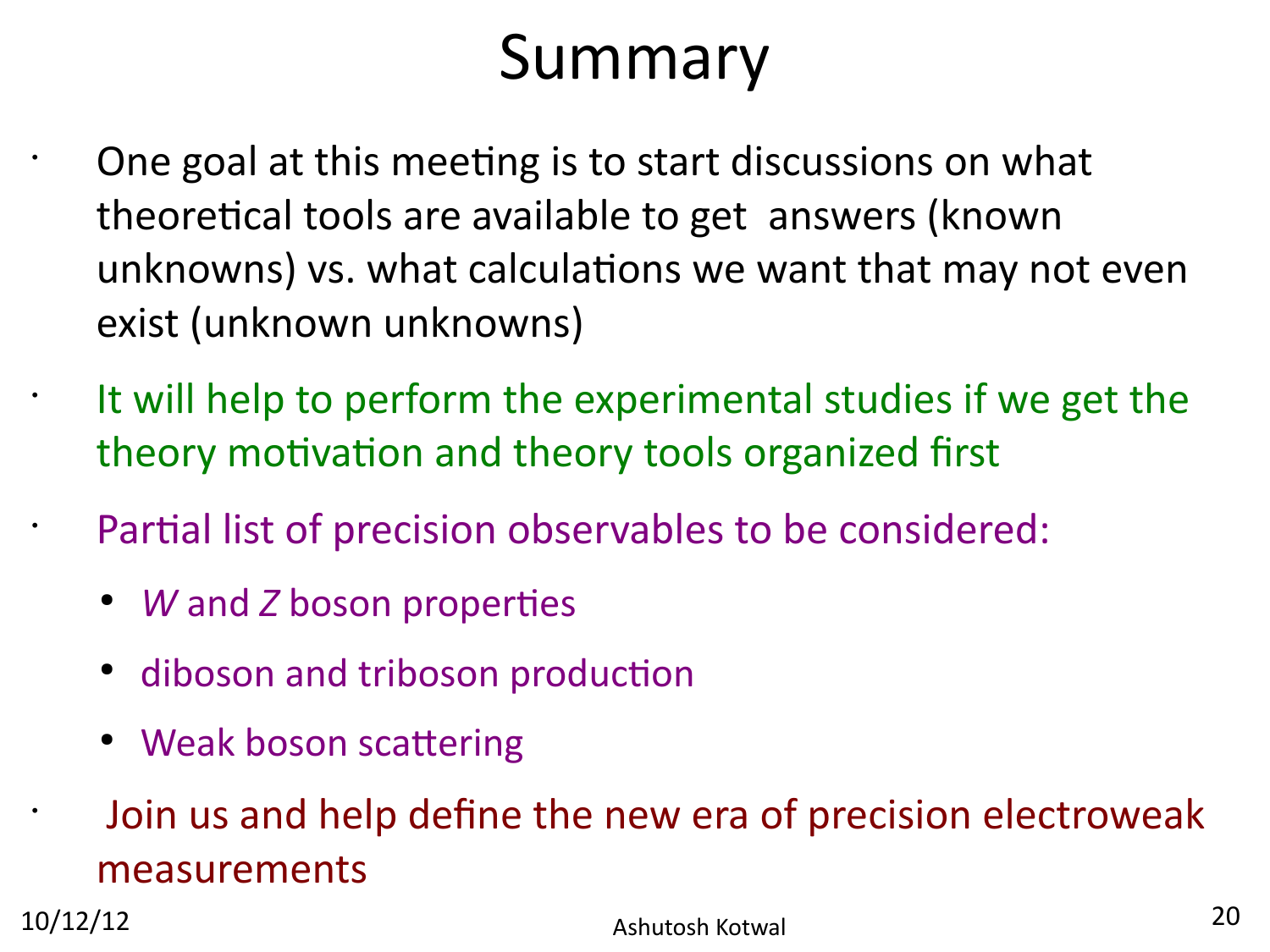# Summary

- One goal at this meeting is to start discussions on what theoretical tools are available to get answers (known unknowns) vs. what calculations we want that may not even exist (unknown unknowns)
- It will help to perform the experimental studies if we get the theory motivation and theory tools organized first
- Partial list of precision observables to be considered:
  - *W* and *Z* boson properties
  - diboson and triboson production
  - Weak boson scattering
- Join us and help define the new era of precision electroweak measurements